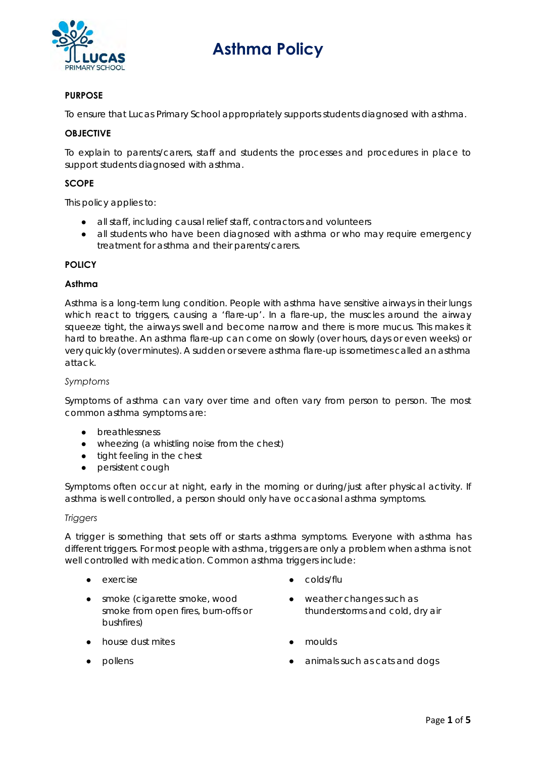# Asthma Policy

## PURPOSE

To ensure that Lucas Primary School appropriately supports students diagnosed with asthma.

## OBJECTIVE

To explain to parents/carers, staff and students the processes and procedures in place to support students diagnosed with asthma.

## SCOPE

This policy applies to:

- all staff, including causal relief staff, contractors and volunteers
- all students who have been diagnosed with asthma or who may require emergency treatment for asthma and their parents/carers.

## POLICY

### Asthma

Asthma is a long-term lung condition. People with asthma have sensitive airways in their lungs which react to triggers, causing a 'flare-up'. In a flare-up, the muscles around the airway squeeze tight, the airways swell and become narrow and there is more mucus. This makes it hard to breathe. An asthma flare-up can come on slowly (over hours, days or even weeks) or very quickly (over minutes). A sudden or severe asthma flare-up is sometimes called an asthma attack.

*Symptoms*

Symptoms of asthma can vary over time and often vary from person to person. The most common asthma symptoms are:

- breathlessness
- wheezing (a whistling noise from the chest)
- tight feeling in the chest
- persistent cough

Symptoms often occur at night, early in the morning or during/just after physical activity. If asthma is well controlled, a person should only have occasional asthma symptoms.

*Triggers*

A trigger is something that sets off or starts asthma symptoms. Everyone with asthma has different triggers. For most people with asthma, triggers are only a problem when asthma is not well controlled with medication. Common asthma triggers include:

- exercise
- smoke (cigarette smoke, wood smoke from open fires, burn-offs or bushfires)
- house dust mites
- pollens
- colds/flu
- weather changes such as thunderstorms and cold, dry air
- moulds
- animals such as cats and dogs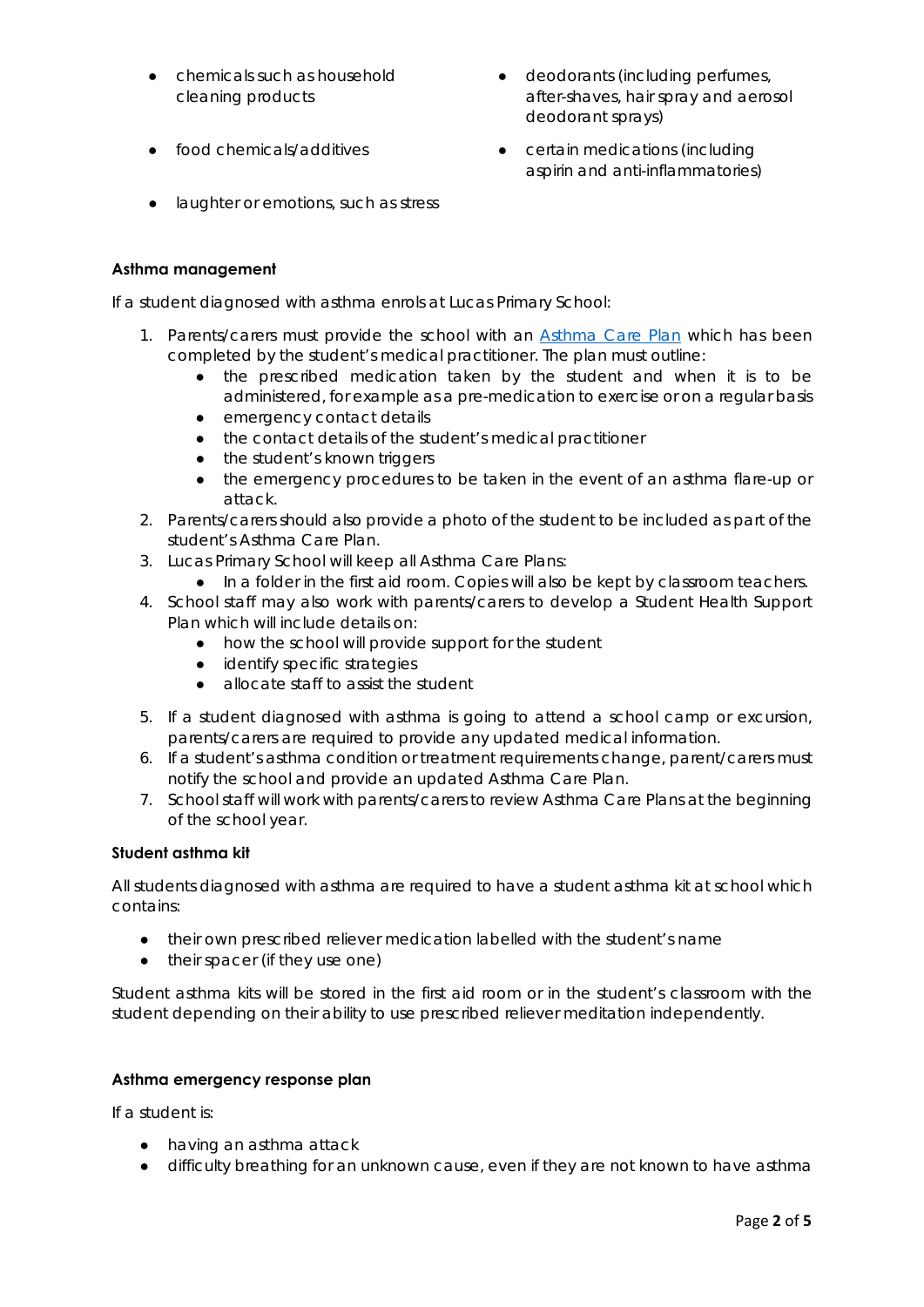- chemicals such as household cleaning products
- deodorants (including perfumes, after-shaves, hair spray and aerosol deodorant sprays)
- food chemicals/additives
- certain medications (including aspirin and anti-inflammatories)
- laughter or emotions, such as stress

**Asthma management**

If a student diagnosed with asthma enrols at Lucas Primary School:

1. Parents/carers must provide the school with an [Asthma Care Plan] which has been completed by the student's medical practitioner. The plan must outline:
    - the prescribed medication taken by the student and when it is to be administered, for example as a pre-medication to exercise or on a regular basis
    - emergency contact details
    - the contact details of the student's medical practitioner
    - the student's known triggers
    - the emergency procedures to be taken in the event of an asthma flare-up or attack.
2. Parents/carers should also provide a photo of the student to be included as part of the student's Asthma Care Plan.
3. Lucas Primary School will keep all Asthma Care Plans:
    - In a folder in the first aid room. Copies will also be kept by classroom teachers.
4. School staff may also work with parents/carers to develop a Student Health Support Plan which will include details on:
    - how the school will provide support for the student
    - identify specific strategies
    - allocate staff to assist the student
5. If a student diagnosed with asthma is going to attend a school camp or excursion, parents/carers are required to provide any updated medical information.
6. If a student's asthma condition or treatment requirements change, parent/carers must notify the school and provide an updated Asthma Care Plan.
7. School staff will work with parents/carers to review Asthma Care Plans at the beginning of the school year.

**Student asthma kit**

All students diagnosed with asthma are required to have a student asthma kit at school which contains:

- their own prescribed reliever medication labelled with the student's name
- their spacer (if they use one)

Student asthma kits will be stored in the first aid room or in the student's classroom with the student depending on their ability to use prescribed reliever meditation independently.

**Asthma emergency response plan**

If a student is:

- having an asthma attack
- difficulty breathing for an unknown cause, even if they are not known to have asthma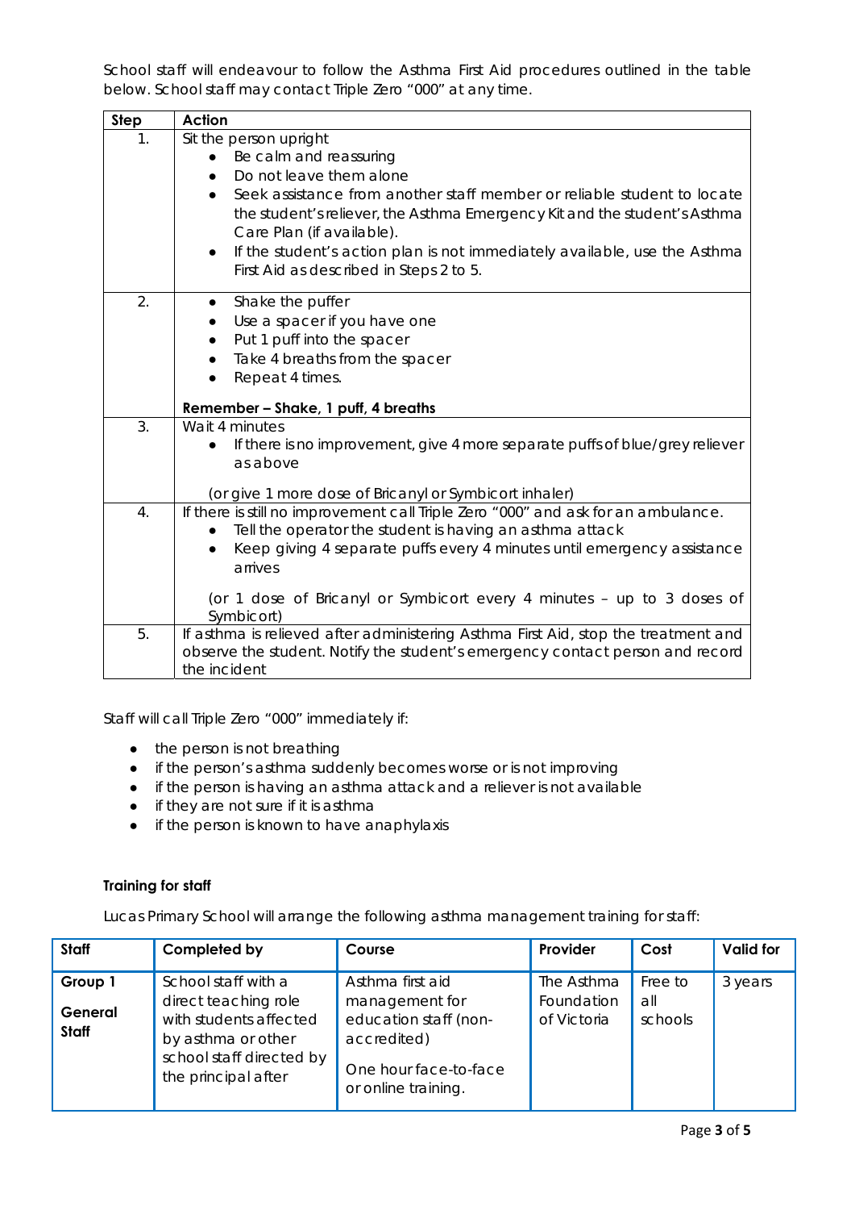School staff will endeavour to follow the Asthma First Aid procedures outlined in the table below. School staff may contact Triple Zero "000" at any time.

| Step | Action |
|---|---|
| 1. | Sit the person upright<br>• Be calm and reassuring<br>• Do not leave them alone<br>• Seek assistance from another staff member or reliable student to locate the student's reliever, the Asthma Emergency Kit and the student's Asthma Care Plan (if available).<br>• If the student's action plan is not immediately available, use the Asthma First Aid as described in Steps 2 to 5. |
| 2. | • Shake the puffer<br>• Use a spacer if you have one<br>• Put 1 puff into the spacer<br>• Take 4 breaths from the spacer<br>• Repeat 4 times.<br><br>**Remember – Shake, 1 puff, 4 breaths** |
| 3. | Wait 4 minutes<br>• If there is no improvement, give 4 more separate puffs of blue/grey reliever as above<br><br>(or give 1 more dose of Bricanyl or Symbicort inhaler) |
| 4. | If there is still no improvement call Triple Zero "000" and ask for an ambulance.<br>• Tell the operator the student is having an asthma attack<br>• Keep giving 4 separate puffs every 4 minutes until emergency assistance arrives<br><br>(or 1 dose of Bricanyl or Symbicort every 4 minutes – up to 3 doses of Symbicort) |
| 5. | If asthma is relieved after administering Asthma First Aid, stop the treatment and observe the student. Notify the student's emergency contact person and record the incident |

Staff will call Triple Zero "000" immediately if:

- the person is not breathing
- if the person's asthma suddenly becomes worse or is not improving
- if the person is having an asthma attack and a reliever is not available
- if they are not sure if it is asthma
- if the person is known to have anaphylaxis

#### Training for staff

Lucas Primary School will arrange the following asthma management training for staff:

| Staff | Completed by | Course | Provider | Cost | Valid for |
|---|---|---|---|---|---|
| **Group 1**<br>**General Staff** | School staff with a direct teaching role with students affected by asthma or other school staff directed by the principal after | Asthma first aid management for education staff (non-accredited)<br><br>One hour face-to-face or online training. | The Asthma Foundation of Victoria | Free to all schools | 3 years |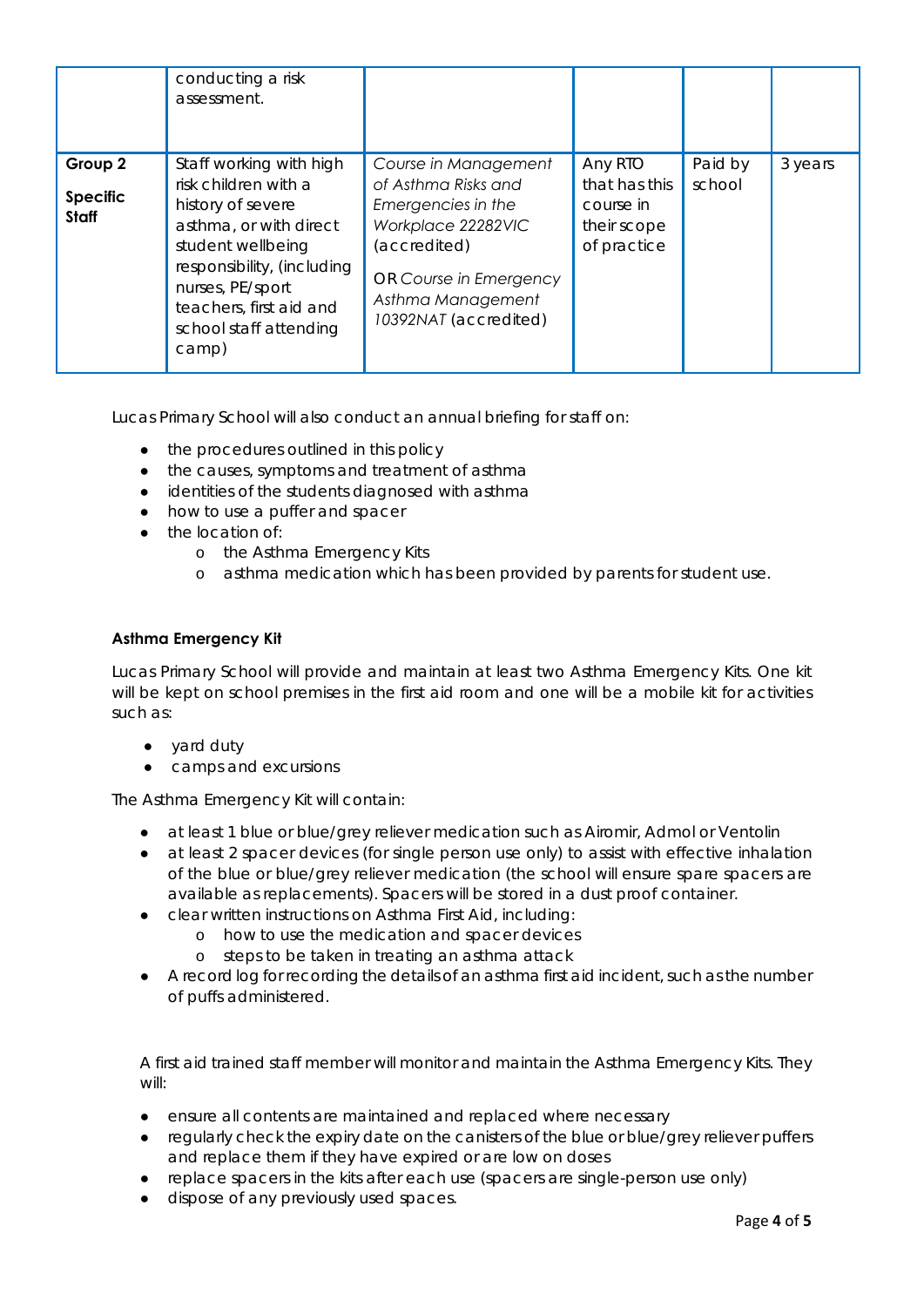| | | | | | |
|---|---|---|---|---|---|
| | conducting a risk assessment. | | | | |
| **Group 2** **Specific Staff** | Staff working with high risk children with a history of severe asthma, or with direct student wellbeing responsibility, (including nurses, PE/sport teachers, first aid and school staff attending camp) | *Course in Management of Asthma Risks and Emergencies in the Workplace 22282VIC* (accredited) OR *Course in Emergency Asthma Management 10392NAT* (accredited) | Any RTO that has this course in their scope of practice | Paid by school | 3 years |

Lucas Primary School will also conduct an annual briefing for staff on:

- the procedures outlined in this policy
- the causes, symptoms and treatment of asthma
- identities of the students diagnosed with asthma
- how to use a puffer and spacer
- the location of:
  - o the Asthma Emergency Kits
  - o asthma medication which has been provided by parents for student use.

**Asthma Emergency Kit**

Lucas Primary School will provide and maintain at least two Asthma Emergency Kits. One kit will be kept on school premises in the first aid room and one will be a mobile kit for activities such as:

- yard duty
- camps and excursions

The Asthma Emergency Kit will contain:

- at least 1 blue or blue/grey reliever medication such as Airomir, Admol or Ventolin
- at least 2 spacer devices (for single person use only) to assist with effective inhalation of the blue or blue/grey reliever medication (the school will ensure spare spacers are available as replacements). Spacers will be stored in a dust proof container.
- clear written instructions on Asthma First Aid, including:
  - o how to use the medication and spacer devices
  - o steps to be taken in treating an asthma attack
- A record log for recording the details of an asthma first aid incident, such as the number of puffs administered.

A first aid trained staff member will monitor and maintain the Asthma Emergency Kits. They will:

- ensure all contents are maintained and replaced where necessary
- regularly check the expiry date on the canisters of the blue or blue/grey reliever puffers and replace them if they have expired or are low on doses
- replace spacers in the kits after each use (spacers are single-person use only)
- dispose of any previously used spaces.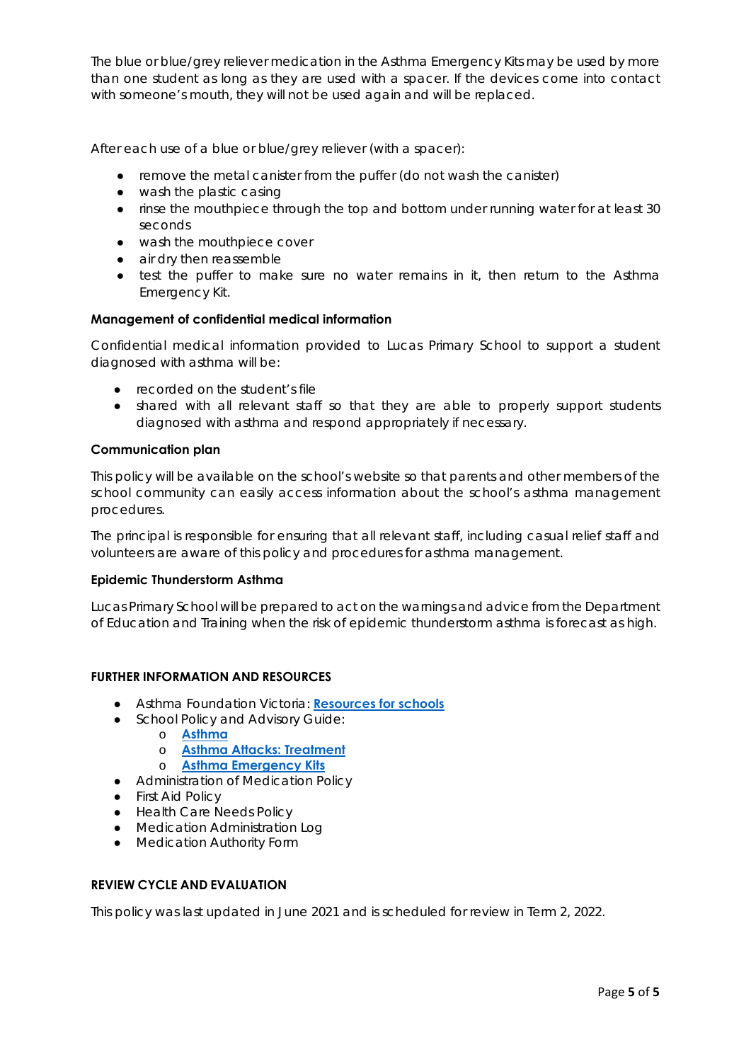The blue or blue/grey reliever medication in the Asthma Emergency Kits may be used by more than one student as long as they are used with a spacer. If the devices come into contact with someone's mouth, they will not be used again and will be replaced.

After each use of a blue or blue/grey reliever (with a spacer):

- remove the metal canister from the puffer (do not wash the canister)
- wash the plastic casing
- rinse the mouthpiece through the top and bottom under running water for at least 30 seconds
- wash the mouthpiece cover
- air dry then reassemble
- test the puffer to make sure no water remains in it, then return to the Asthma Emergency Kit.

**Management of confidential medical information**

Confidential medical information provided to Lucas Primary School to support a student diagnosed with asthma will be:

- recorded on the student's file
- shared with all relevant staff so that they are able to properly support students diagnosed with asthma and respond appropriately if necessary.

**Communication plan**

This policy will be available on the school's website so that parents and other members of the school community can easily access information about the school's asthma management procedures.

The principal is responsible for ensuring that all relevant staff, including casual relief staff and volunteers are aware of this policy and procedures for asthma management.

**Epidemic Thunderstorm Asthma**

Lucas Primary School will be prepared to act on the warnings and advice from the Department of Education and Training when the risk of epidemic thunderstorm asthma is forecast as high.

## FURTHER INFORMATION AND RESOURCES

- Asthma Foundation Victoria: **Resources for schools**
- School Policy and Advisory Guide:
  - **Asthma**
  - **Asthma Attacks: Treatment**
  - **Asthma Emergency Kits**
- Administration of Medication Policy
- First Aid Policy
- Health Care Needs Policy
- Medication Administration Log
- Medication Authority Form

## REVIEW CYCLE AND EVALUATION

This policy was last updated in June 2021 and is scheduled for review in Term 2, 2022.